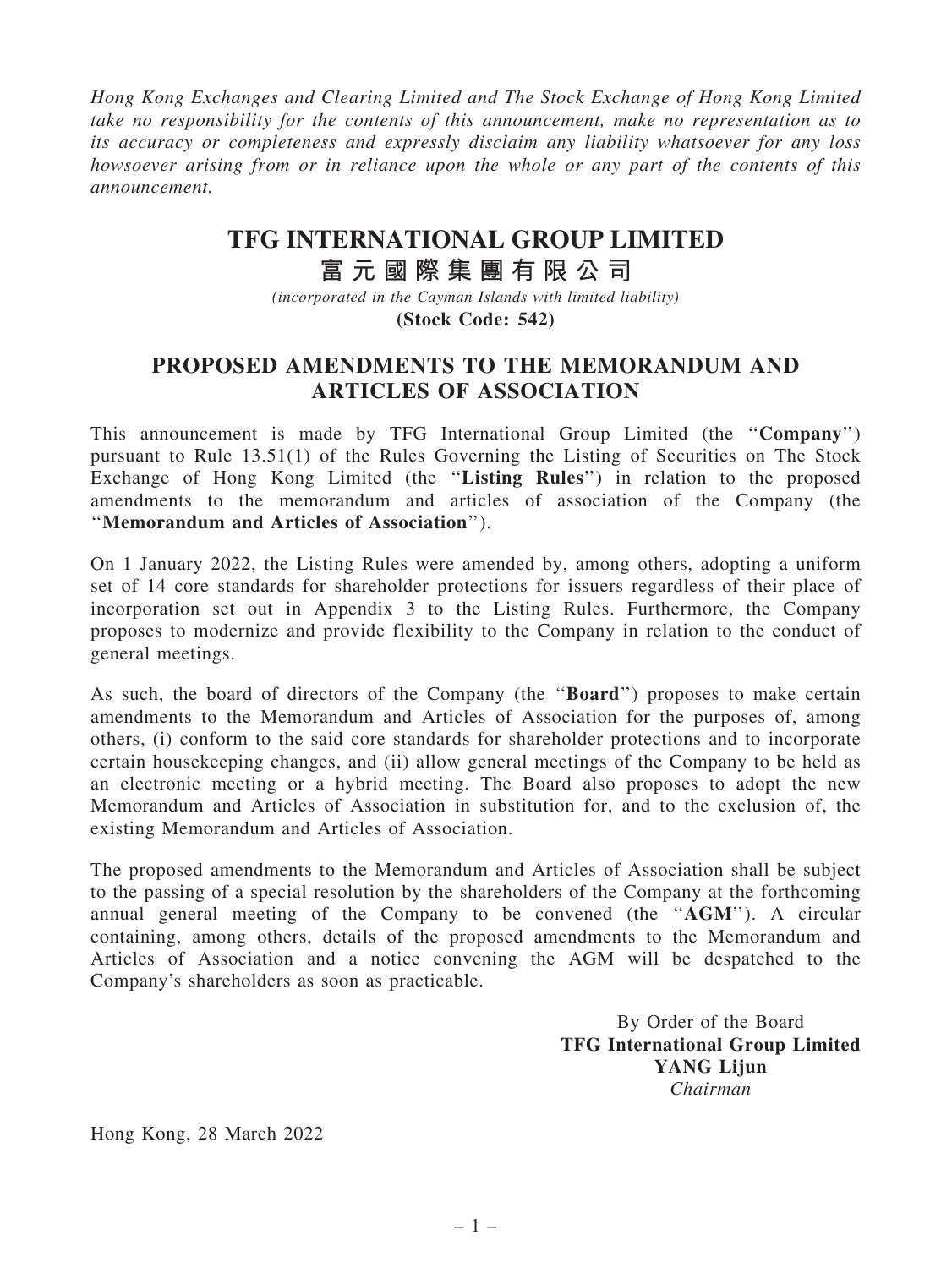*Hong Kong Exchanges and Clearing Limited and The Stock Exchange of Hong Kong Limited take no responsibility for the contents of this announcement, make no representation as to its accuracy or completeness and expressly disclaim any liability whatsoever for any loss howsoever arising from or in reliance upon the whole or any part of the contents of this announcement.*

# TFG INTERNATIONAL GROUP LIMITED
# 富元國際集團有限公司

*(incorporated in the Cayman Islands with limited liability)*

**(Stock Code: 542)**

## PROPOSED AMENDMENTS TO THE MEMORANDUM AND ARTICLES OF ASSOCIATION

This announcement is made by TFG International Group Limited (the "**Company**") pursuant to Rule 13.51(1) of the Rules Governing the Listing of Securities on The Stock Exchange of Hong Kong Limited (the "**Listing Rules**") in relation to the proposed amendments to the memorandum and articles of association of the Company (the "**Memorandum and Articles of Association**").

On 1 January 2022, the Listing Rules were amended by, among others, adopting a uniform set of 14 core standards for shareholder protections for issuers regardless of their place of incorporation set out in Appendix 3 to the Listing Rules. Furthermore, the Company proposes to modernize and provide flexibility to the Company in relation to the conduct of general meetings.

As such, the board of directors of the Company (the "**Board**") proposes to make certain amendments to the Memorandum and Articles of Association for the purposes of, among others, (i) conform to the said core standards for shareholder protections and to incorporate certain housekeeping changes, and (ii) allow general meetings of the Company to be held as an electronic meeting or a hybrid meeting. The Board also proposes to adopt the new Memorandum and Articles of Association in substitution for, and to the exclusion of, the existing Memorandum and Articles of Association.

The proposed amendments to the Memorandum and Articles of Association shall be subject to the passing of a special resolution by the shareholders of the Company at the forthcoming annual general meeting of the Company to be convened (the "**AGM**"). A circular containing, among others, details of the proposed amendments to the Memorandum and Articles of Association and a notice convening the AGM will be despatched to the Company's shareholders as soon as practicable.

By Order of the Board
**TFG International Group Limited**
**YANG Lijun**
*Chairman*

Hong Kong, 28 March 2022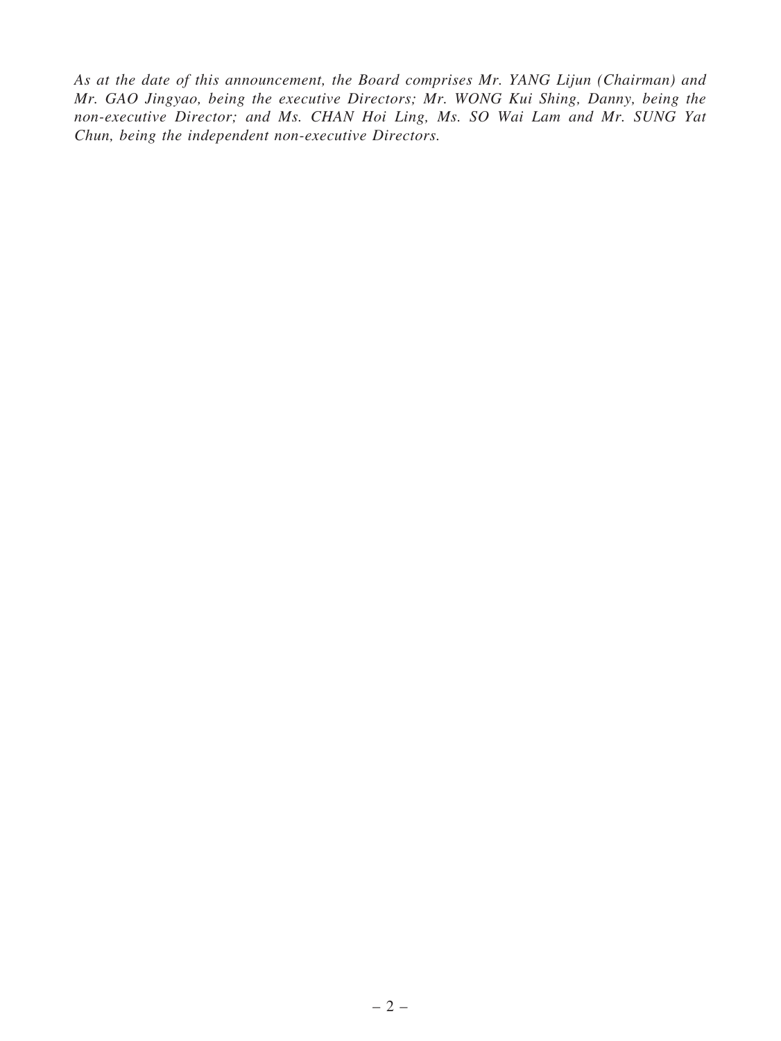*As at the date of this announcement, the Board comprises Mr. YANG Lijun (Chairman) and Mr. GAO Jingyao, being the executive Directors; Mr. WONG Kui Shing, Danny, being the non-executive Director; and Ms. CHAN Hoi Ling, Ms. SO Wai Lam and Mr. SUNG Yat Chun, being the independent non-executive Directors.*